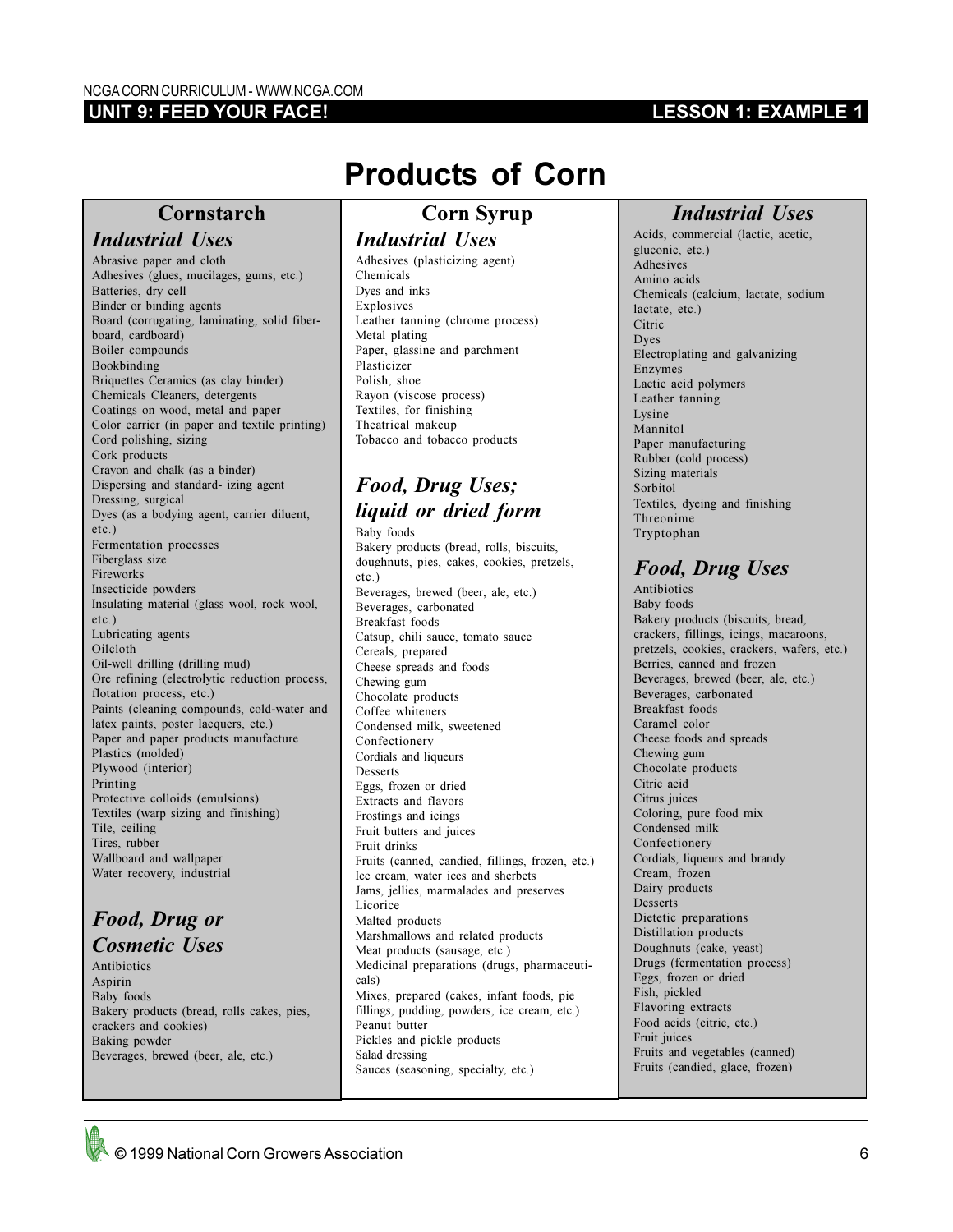# Products of Corn

## Cornstarch

### Industrial Uses

Abrasive paper and cloth
Adhesives (glues, mucilages, gums, etc.)
Batteries, dry cell
Binder or binding agents
Board (corrugating, laminating, solid fiber-board, cardboard)
Boiler compounds
Bookbinding
Briquettes Ceramics (as clay binder)
Chemicals Cleaners, detergents
Coatings on wood, metal and paper
Color carrier (in paper and textile printing)
Cord polishing, sizing
Cork products
Crayon and chalk (as a binder)
Dispersing and standard- izing agent
Dressing, surgical
Dyes (as a bodying agent, carrier diluent, etc.)
Fermentation processes
Fiberglass size
Fireworks
Insecticide powders
Insulating material (glass wool, rock wool, etc.)
Lubricating agents
Oilcloth
Oil-well drilling (drilling mud)
Ore refining (electrolytic reduction process, flotation process, etc.)
Paints (cleaning compounds, cold-water and latex paints, poster lacquers, etc.)
Paper and paper products manufacture
Plastics (molded)
Plywood (interior)
Printing
Protective colloids (emulsions)
Textiles (warp sizing and finishing)
Tile, ceiling
Tires, rubber
Wallboard and wallpaper
Water recovery, industrial

### Food, Drug or Cosmetic Uses

Antibiotics
Aspirin
Baby foods
Bakery products (bread, rolls cakes, pies, crackers and cookies)
Baking powder
Beverages, brewed (beer, ale, etc.)

## Corn Syrup

### Industrial Uses

Adhesives (plasticizing agent)
Chemicals
Dyes and inks
Explosives
Leather tanning (chrome process)
Metal plating
Paper, glassine and parchment
Plasticizer
Polish, shoe
Rayon (viscose process)
Textiles, for finishing
Theatrical makeup
Tobacco and tobacco products

### Food, Drug Uses; liquid or dried form

Baby foods
Bakery products (bread, rolls, biscuits, doughnuts, pies, cakes, cookies, pretzels, etc.)
Beverages, brewed (beer, ale, etc.)
Beverages, carbonated
Breakfast foods
Catsup, chili sauce, tomato sauce
Cereals, prepared
Cheese spreads and foods
Chewing gum
Chocolate products
Coffee whiteners
Condensed milk, sweetened
Confectionery
Cordials and liqueurs
Desserts
Eggs, frozen or dried
Extracts and flavors
Frostings and icings
Fruit butters and juices
Fruit drinks
Fruits (canned, candied, fillings, frozen, etc.)
Ice cream, water ices and sherbets
Jams, jellies, marmalades and preserves
Licorice
Malted products
Marshmallows and related products
Meat products (sausage, etc.)
Medicinal preparations (drugs, pharmaceuti-cals)
Mixes, prepared (cakes, infant foods, pie fillings, pudding, powders, ice cream, etc.)
Peanut butter
Pickles and pickle products
Salad dressing
Sauces (seasoning, specialty, etc.)

### Industrial Uses

Acids, commercial (lactic, acetic, gluconic, etc.)
Adhesives
Amino acids
Chemicals (calcium, lactate, sodium lactate, etc.)
Citric
Dyes
Electroplating and galvanizing
Enzymes
Lactic acid polymers
Leather tanning
Lysine
Mannitol
Paper manufacturing
Rubber (cold process)
Sizing materials
Sorbitol
Textiles, dyeing and finishing
Threonime
Tryptophan

### Food, Drug Uses

Antibiotics
Baby foods
Bakery products (biscuits, bread, crackers, fillings, icings, macaroons, pretzels, cookies, crackers, wafers, etc.)
Berries, canned and frozen
Beverages, brewed (beer, ale, etc.)
Beverages, carbonated
Breakfast foods
Caramel color
Cheese foods and spreads
Chewing gum
Chocolate products
Citric acid
Citrus juices
Coloring, pure food mix
Condensed milk
Confectionery
Cordials, liqueurs and brandy
Cream, frozen
Dairy products
Desserts
Dietetic preparations
Distillation products
Doughnuts (cake, yeast)
Drugs (fermentation process)
Eggs, frozen or dried
Fish, pickled
Flavoring extracts
Food acids (citric, etc.)
Fruit juices
Fruits and vegetables (canned)
Fruits (candied, glace, frozen)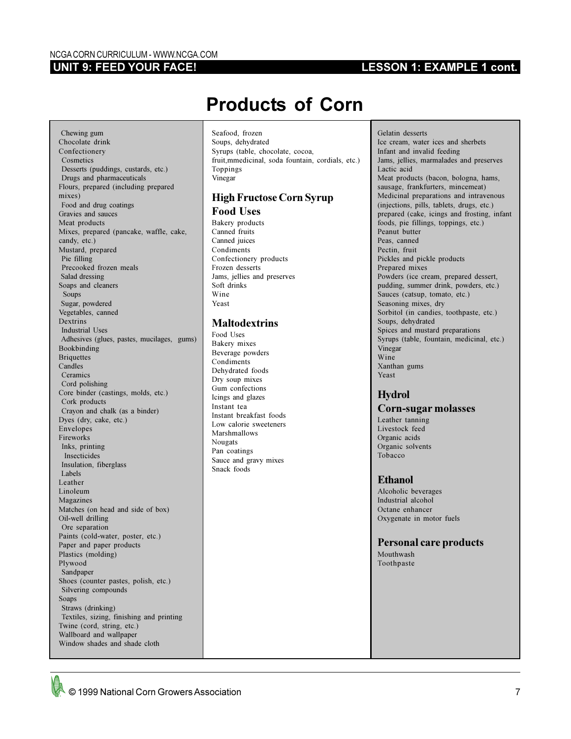# Products of Corn

Chewing gum
Chocolate drink
Confectionery
Cosmetics
Desserts (puddings, custards, etc.)
Drugs and pharmaceuticals
Flours, prepared (including prepared mixes)
Food and drug coatings
Gravies and sauces
Meat products
Mixes, prepared (pancake, waffle, cake, candy, etc.)
Mustard, prepared
Pie filling
Precooked frozen meals
Salad dressing
Soaps and cleaners
Soups
Sugar, powdered
Vegetables, canned
Dextrins
Industrial Uses
Adhesives (glues, pastes, mucilages, gums)
Bookbinding
Briquettes
Candles
Ceramics
Cord polishing
Core binder (castings, molds, etc.)
Cork products
Crayon and chalk (as a binder)
Dyes (dry, cake, etc.)
Envelopes
Fireworks
Inks, printing
Insecticides
Insulation, fiberglass
Labels
Leather
Linoleum
Magazines
Matches (on head and side of box)
Oil-well drilling
Ore separation
Paints (cold-water, poster, etc.)
Paper and paper products
Plastics (molding)
Plywood
Sandpaper
Shoes (counter pastes, polish, etc.)
Silvering compounds
Soaps
Straws (drinking)
Textiles, sizing, finishing and printing
Twine (cord, string, etc.)
Wallboard and wallpaper
Window shades and shade cloth

Seafood, frozen
Soups, dehydrated
Syrups (table, chocolate, cocoa, fruit,mmedicinal, soda fountain, cordials, etc.)
Toppings
Vinegar

## High Fructose Corn Syrup Food Uses

Bakery products
Canned fruits
Canned juices
Condiments
Confectionery products
Frozen desserts
Jams, jellies and preserves
Soft drinks
Wine
Yeast

## Maltodextrins

Food Uses
Bakery mixes
Beverage powders
Condiments
Dehydrated foods
Dry soup mixes
Gum confections
Icings and glazes
Instant tea
Instant breakfast foods
Low calorie sweeteners
Marshmallows
Nougats
Pan coatings
Sauce and gravy mixes
Snack foods

Gelatin desserts
Ice cream, water ices and sherbets
Infant and invalid feeding
Jams, jellies, marmalades and preserves
Lactic acid
Meat products (bacon, bologna, hams, sausage, frankfurters, mincemeat)
Medicinal preparations and intravenous (injections, pills, tablets, drugs, etc.)
prepared (cake, icings and frosting, infant foods, pie fillings, toppings, etc.)
Peanut butter
Peas, canned
Pectin, fruit
Pickles and pickle products
Prepared mixes
Powders (ice cream, prepared dessert, pudding, summer drink, powders, etc.)
Sauces (catsup, tomato, etc.)
Seasoning mixes, dry
Sorbitol (in candies, toothpaste, etc.)
Soups, dehydrated
Spices and mustard preparations
Syrups (table, fountain, medicinal, etc.)
Vinegar
Wine
Xanthan gums
Yeast

## Hydrol Corn-sugar molasses

Leather tanning
Livestock feed
Organic acids
Organic solvents
Tobacco

## Ethanol

Alcoholic beverages
Industrial alcohol
Octane enhancer
Oxygenate in motor fuels

## Personal care products

Mouthwash
Toothpaste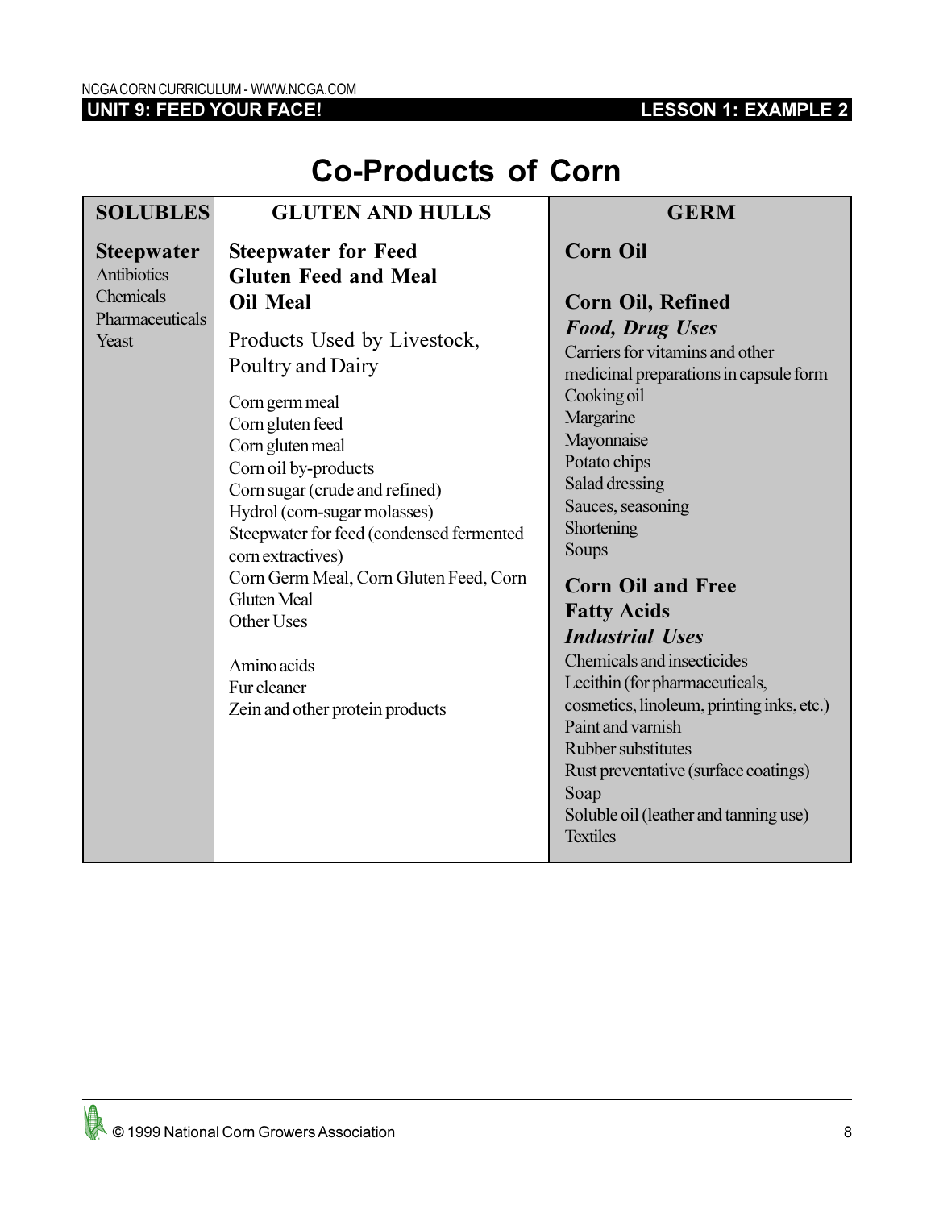# Co-Products of Corn

| SOLUBLES | GLUTEN AND HULLS | GERM |
|---|---|---|
| **Steepwater**<br>Antibiotics<br>Chemicals<br>Pharmaceuticals<br>Yeast | **Steepwater for Feed**<br>**Gluten Feed and Meal**<br>**Oil Meal**<br><br>Products Used by Livestock, Poultry and Dairy<br><br>Corn germ meal<br>Corn gluten feed<br>Corn gluten meal<br>Corn oil by-products<br>Corn sugar (crude and refined)<br>Hydrol (corn-sugar molasses)<br>Steepwater for feed (condensed fermented corn extractives)<br>Corn Germ Meal, Corn Gluten Feed, Corn Gluten Meal<br>Other Uses<br><br>Amino acids<br>Fur cleaner<br>Zein and other protein products | **Corn Oil**<br><br>**Corn Oil, Refined**<br>***Food, Drug Uses***<br>Carriers for vitamins and other medicinal preparations in capsule form<br>Cooking oil<br>Margarine<br>Mayonnaise<br>Potato chips<br>Salad dressing<br>Sauces, seasoning<br>Shortening<br>Soups<br><br>**Corn Oil and Free Fatty Acids**<br>***Industrial Uses***<br>Chemicals and insecticides<br>Lecithin (for pharmaceuticals, cosmetics, linoleum, printing inks, etc.)<br>Paint and varnish<br>Rubber substitutes<br>Rust preventative (surface coatings)<br>Soap<br>Soluble oil (leather and tanning use)<br>Textiles |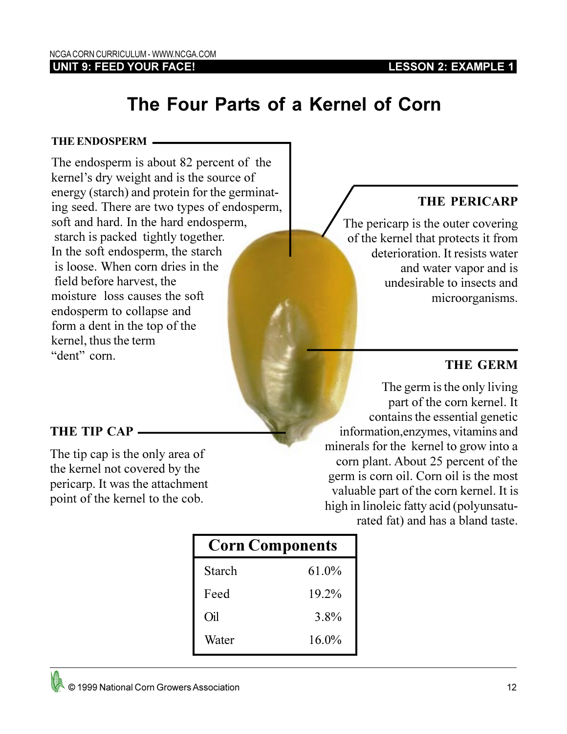# The Four Parts of a Kernel of Corn

### THE ENDOSPERM

The endosperm is about 82 percent of the kernel's dry weight and is the source of energy (starch) and protein for the germinating seed. There are two types of endosperm, soft and hard. In the hard endosperm, starch is packed tightly together. In the soft endosperm, the starch is loose. When corn dries in the field before harvest, the moisture loss causes the soft endosperm to collapse and form a dent in the top of the kernel, thus the term "dent" corn.

### THE PERICARP

The pericarp is the outer covering of the kernel that protects it from deterioration. It resists water and water vapor and is undesirable to insects and microorganisms.

### THE GERM

The germ is the only living part of the corn kernel. It contains the essential genetic information, enzymes, vitamins and minerals for the kernel to grow into a corn plant. About 25 percent of the germ is corn oil. Corn oil is the most valuable part of the corn kernel. It is high in linoleic fatty acid (polyunsaturated fat) and has a bland taste.

### THE TIP CAP

The tip cap is the only area of the kernel not covered by the pericarp. It was the attachment point of the kernel to the cob.

| Corn Components | |
|---|---|
| Starch | 61.0% |
| Feed | 19.2% |
| Oil | 3.8% |
| Water | 16.0% |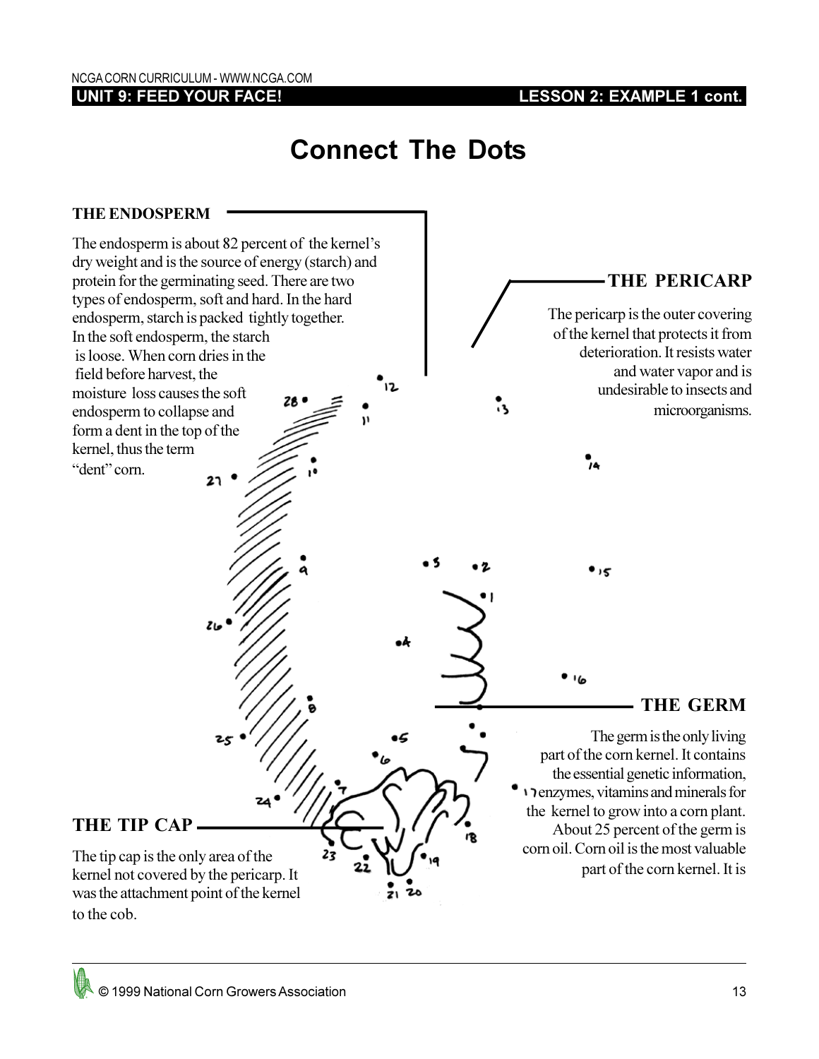# Connect The Dots

### THE ENDOSPERM

The endosperm is about 82 percent of the kernel's dry weight and is the source of energy (starch) and protein for the germinating seed. There are two types of endosperm, soft and hard. In the hard endosperm, starch is packed tightly together. In the soft endosperm, the starch is loose. When corn dries in the field before harvest, the moisture loss causes the soft endosperm to collapse and form a dent in the top of the kernel, thus the term "dent" corn.

### THE PERICARP

The pericarp is the outer covering of the kernel that protects it from deterioration. It resists water and water vapor and is undesirable to insects and microorganisms.

### THE GERM

The germ is the only living part of the corn kernel. It contains the essential genetic information, enzymes, vitamins and minerals for the kernel to grow into a corn plant. About 25 percent of the germ is corn oil. Corn oil is the most valuable part of the corn kernel. It is

### THE TIP CAP

The tip cap is the only area of the kernel not covered by the pericarp. It was the attachment point of the kernel to the cob.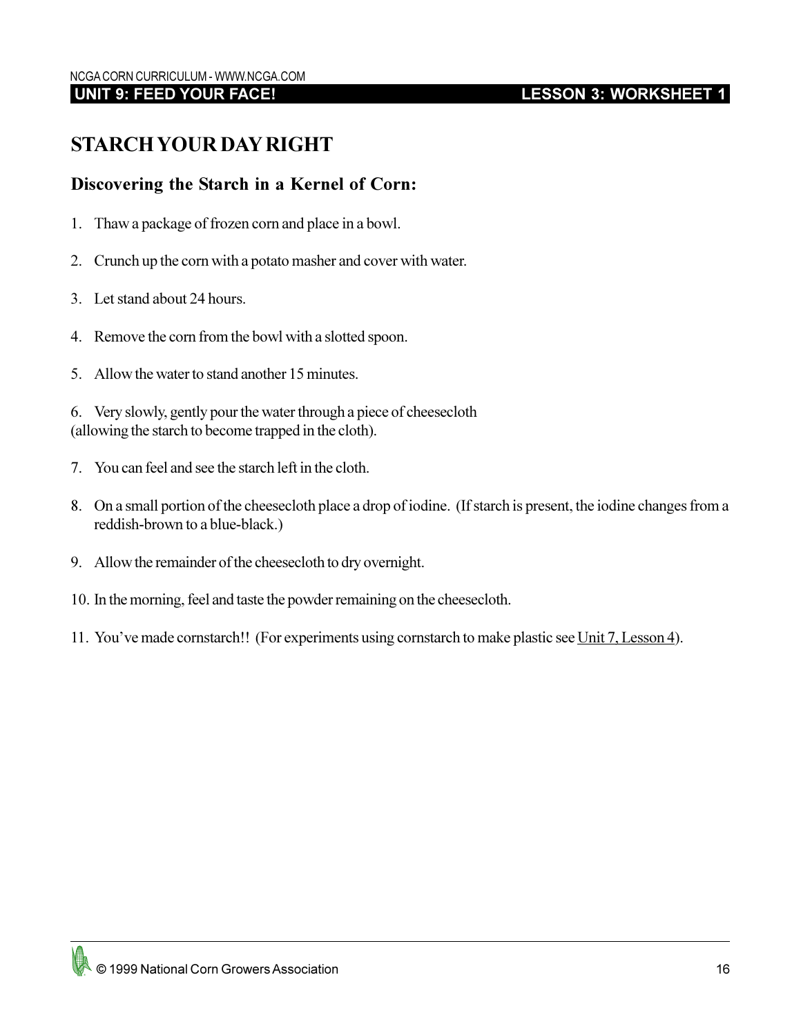# STARCH YOUR DAY RIGHT

## Discovering the Starch in a Kernel of Corn:

1. Thaw a package of frozen corn and place in a bowl.
2. Crunch up the corn with a potato masher and cover with water.
3. Let stand about 24 hours.
4. Remove the corn from the bowl with a slotted spoon.
5. Allow the water to stand another 15 minutes.
6. Very slowly, gently pour the water through a piece of cheesecloth (allowing the starch to become trapped in the cloth).
7. You can feel and see the starch left in the cloth.
8. On a small portion of the cheesecloth place a drop of iodine. (If starch is present, the iodine changes from a reddish-brown to a blue-black.)
9. Allow the remainder of the cheesecloth to dry overnight.
10. In the morning, feel and taste the powder remaining on the cheesecloth.
11. You've made cornstarch!! (For experiments using cornstarch to make plastic see Unit 7, Lesson 4).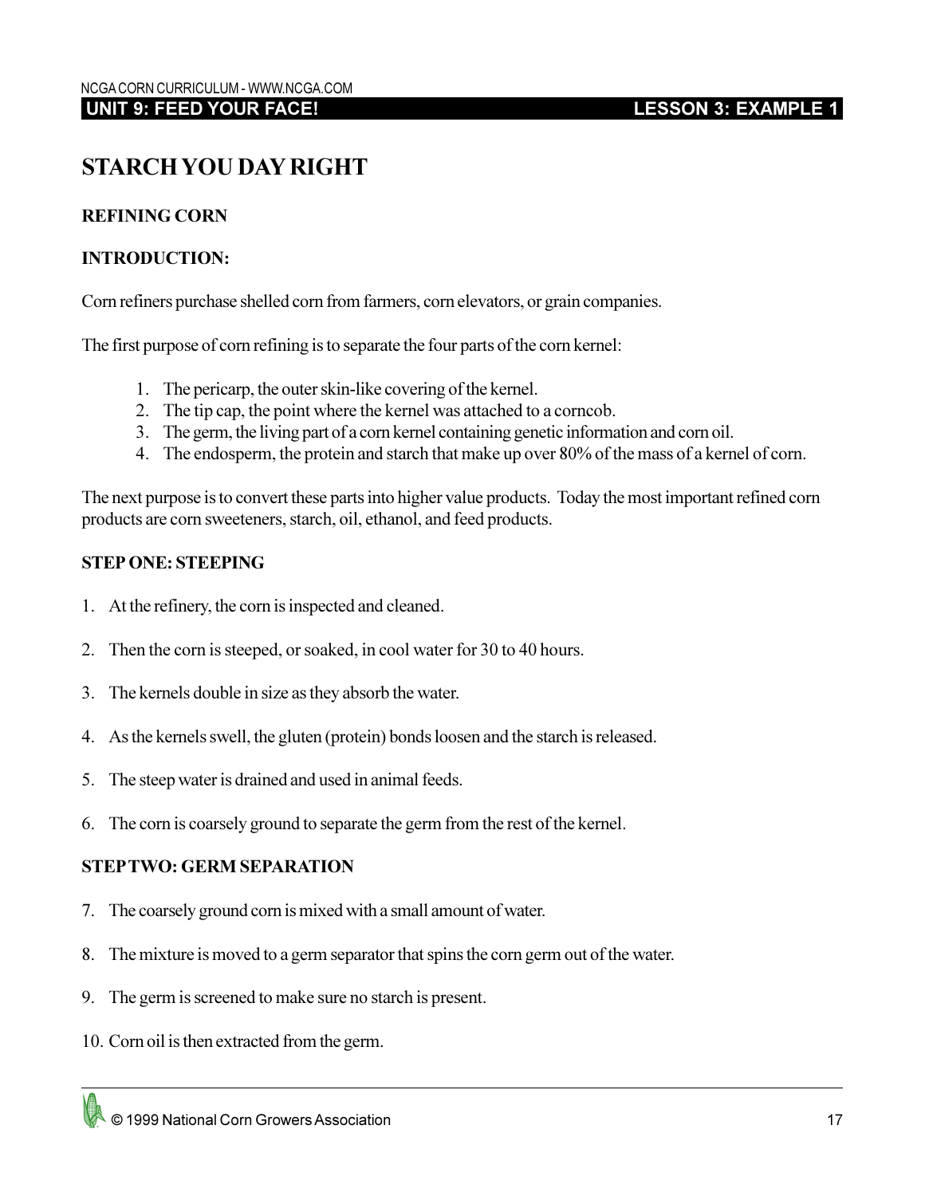# STARCH YOU DAY RIGHT

**REFINING CORN**

**INTRODUCTION:**

Corn refiners purchase shelled corn from farmers, corn elevators, or grain companies.

The first purpose of corn refining is to separate the four parts of the corn kernel:

1. The pericarp, the outer skin-like covering of the kernel.
2. The tip cap, the point where the kernel was attached to a corncob.
3. The germ, the living part of a corn kernel containing genetic information and corn oil.
4. The endosperm, the protein and starch that make up over 80% of the mass of a kernel of corn.

The next purpose is to convert these parts into higher value products. Today the most important refined corn products are corn sweeteners, starch, oil, ethanol, and feed products.

**STEP ONE: STEEPING**

1. At the refinery, the corn is inspected and cleaned.
2. Then the corn is steeped, or soaked, in cool water for 30 to 40 hours.
3. The kernels double in size as they absorb the water.
4. As the kernels swell, the gluten (protein) bonds loosen and the starch is released.
5. The steep water is drained and used in animal feeds.
6. The corn is coarsely ground to separate the germ from the rest of the kernel.

**STEP TWO: GERM SEPARATION**

7. The coarsely ground corn is mixed with a small amount of water.
8. The mixture is moved to a germ separator that spins the corn germ out of the water.
9. The germ is screened to make sure no starch is present.
10. Corn oil is then extracted from the germ.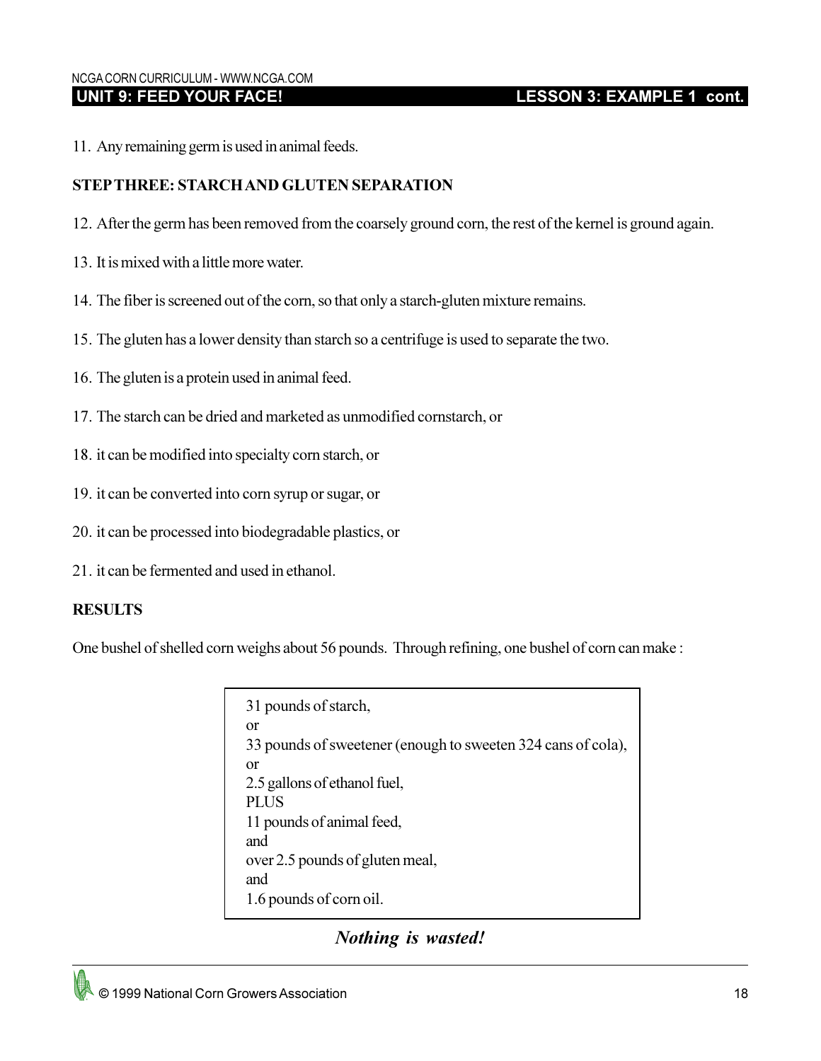11. Any remaining germ is used in animal feeds.

**STEP THREE: STARCH AND GLUTEN SEPARATION**

12. After the germ has been removed from the coarsely ground corn, the rest of the kernel is ground again.

13. It is mixed with a little more water.

14. The fiber is screened out of the corn, so that only a starch-gluten mixture remains.

15. The gluten has a lower density than starch so a centrifuge is used to separate the two.

16. The gluten is a protein used in animal feed.

17. The starch can be dried and marketed as unmodified cornstarch, or

18. it can be modified into specialty corn starch, or

19. it can be converted into corn syrup or sugar, or

20. it can be processed into biodegradable plastics, or

21. it can be fermented and used in ethanol.

**RESULTS**

One bushel of shelled corn weighs about 56 pounds. Through refining, one bushel of corn can make :

> 31 pounds of starch,
> or
> 33 pounds of sweetener (enough to sweeten 324 cans of cola),
> or
> 2.5 gallons of ethanol fuel,
> PLUS
> 11 pounds of animal feed,
> and
> over 2.5 pounds of gluten meal,
> and
> 1.6 pounds of corn oil.

***Nothing is wasted!***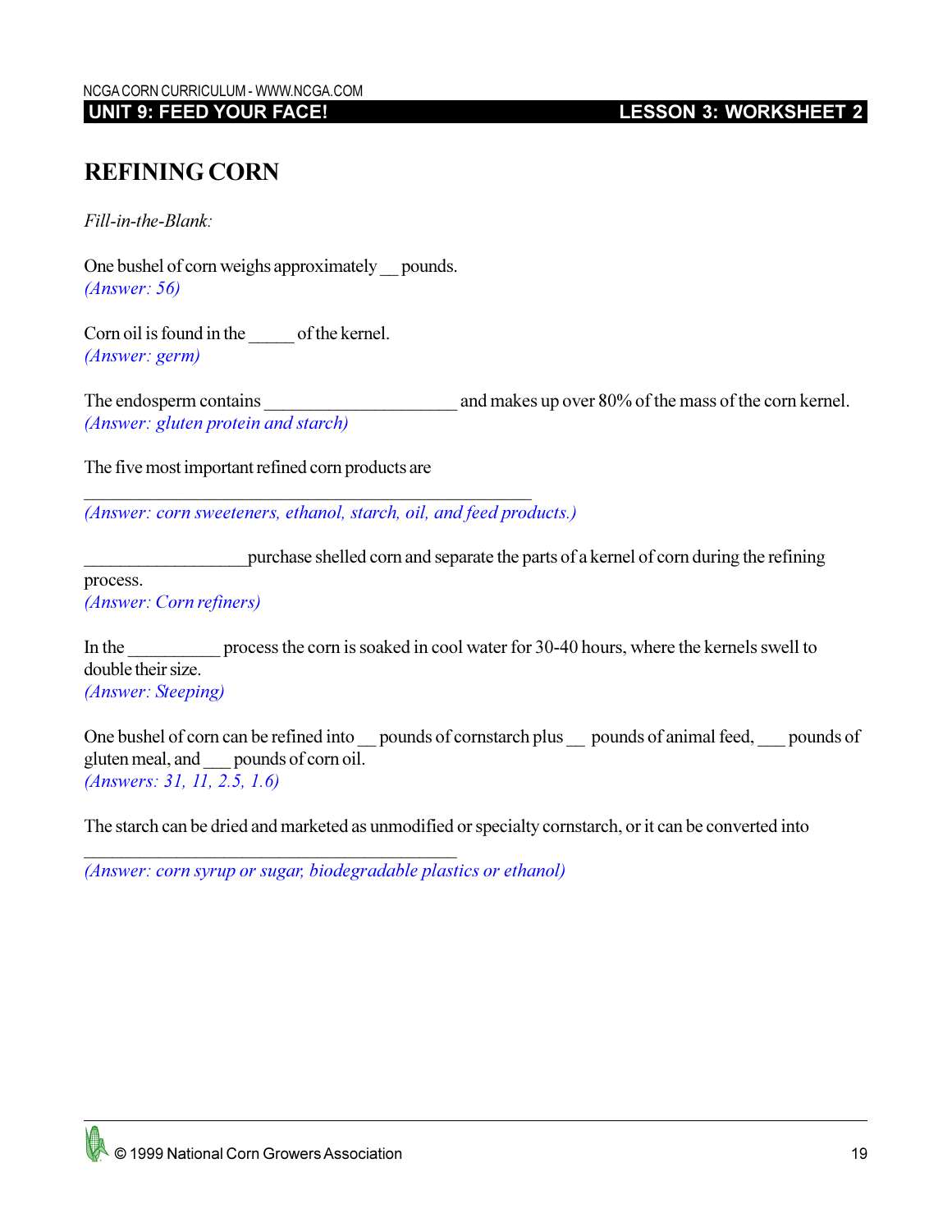# REFINING CORN

*Fill-in-the-Blank:*

One bushel of corn weighs approximately __ pounds.
*(Answer: 56)*

Corn oil is found in the _____ of the kernel.
*(Answer: germ)*

The endosperm contains _____________________ and makes up over 80% of the mass of the corn kernel.
*(Answer: gluten protein and starch)*

The five most important refined corn products are

_________________________________________________
*(Answer: corn sweeteners, ethanol, starch, oil, and feed products.)*

__________________purchase shelled corn and separate the parts of a kernel of corn during the refining process.
*(Answer: Corn refiners)*

In the __________ process the corn is soaked in cool water for 30-40 hours, where the kernels swell to double their size.
*(Answer: Steeping)*

One bushel of corn can be refined into __ pounds of cornstarch plus __ pounds of animal feed, ___ pounds of gluten meal, and ___ pounds of corn oil.
*(Answers: 31, 11, 2.5, 1.6)*

The starch can be dried and marketed as unmodified or specialty cornstarch, or it can be converted into

_________________________________________
*(Answer: corn syrup or sugar, biodegradable plastics or ethanol)*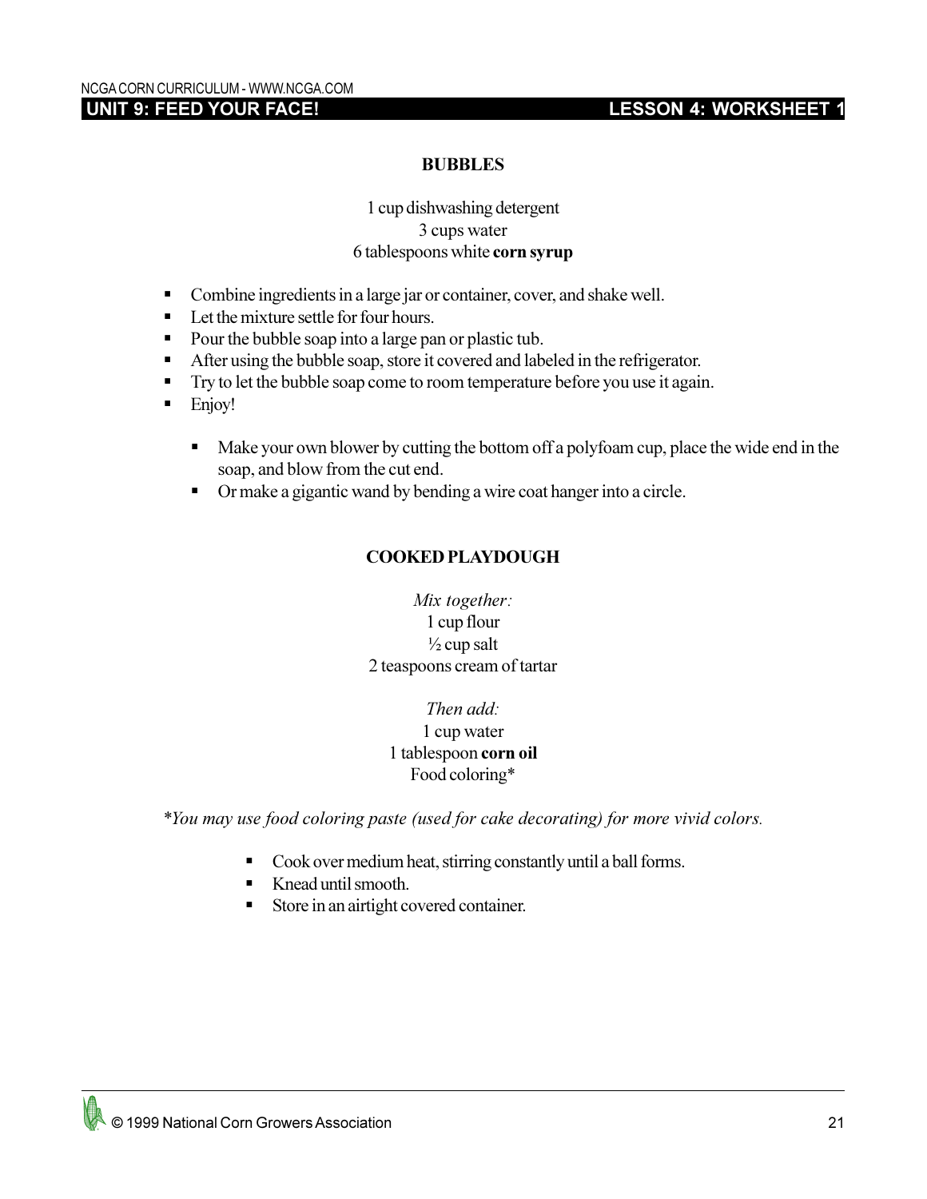## BUBBLES

1 cup dishwashing detergent
3 cups water
6 tablespoons white **corn syrup**

- Combine ingredients in a large jar or container, cover, and shake well.
- Let the mixture settle for four hours.
- Pour the bubble soap into a large pan or plastic tub.
- After using the bubble soap, store it covered and labeled in the refrigerator.
- Try to let the bubble soap come to room temperature before you use it again.
- Enjoy!
    - Make your own blower by cutting the bottom off a polyfoam cup, place the wide end in the soap, and blow from the cut end.
    - Or make a gigantic wand by bending a wire coat hanger into a circle.

## COOKED PLAYDOUGH

*Mix together:*
1 cup flour
½ cup salt
2 teaspoons cream of tartar

*Then add:*
1 cup water
1 tablespoon **corn oil**
Food coloring*

**You may use food coloring paste (used for cake decorating) for more vivid colors.*

- Cook over medium heat, stirring constantly until a ball forms.
- Knead until smooth.
- Store in an airtight covered container.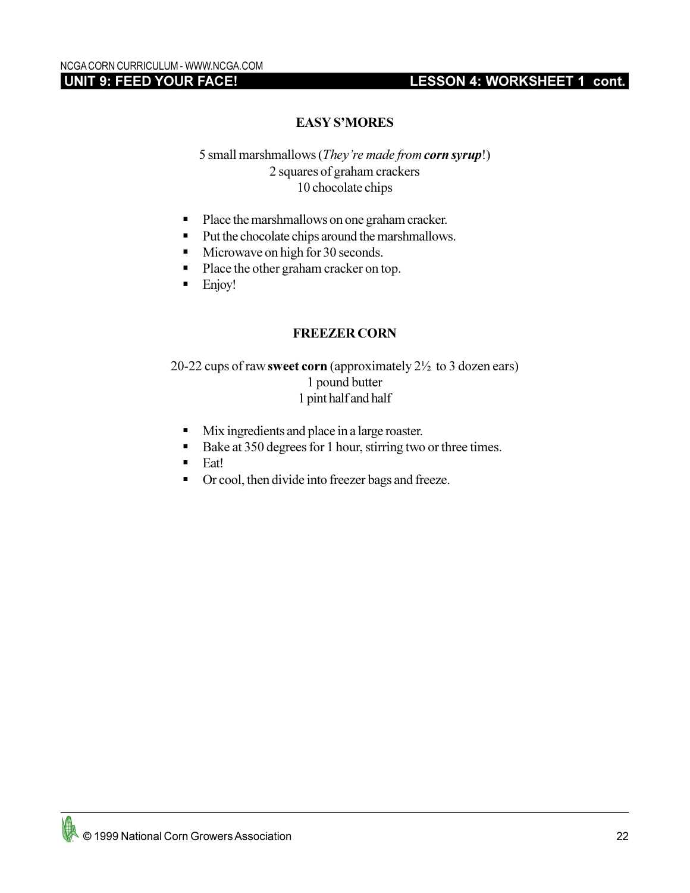## EASY S'MORES

5 small marshmallows (*They're made from **corn syrup**!*)
2 squares of graham crackers
10 chocolate chips

- Place the marshmallows on one graham cracker.
- Put the chocolate chips around the marshmallows.
- Microwave on high for 30 seconds.
- Place the other graham cracker on top.
- Enjoy!

## FREEZER CORN

20-22 cups of raw **sweet corn** (approximately 2½ to 3 dozen ears)
1 pound butter
1 pint half and half

- Mix ingredients and place in a large roaster.
- Bake at 350 degrees for 1 hour, stirring two or three times.
- Eat!
- Or cool, then divide into freezer bags and freeze.